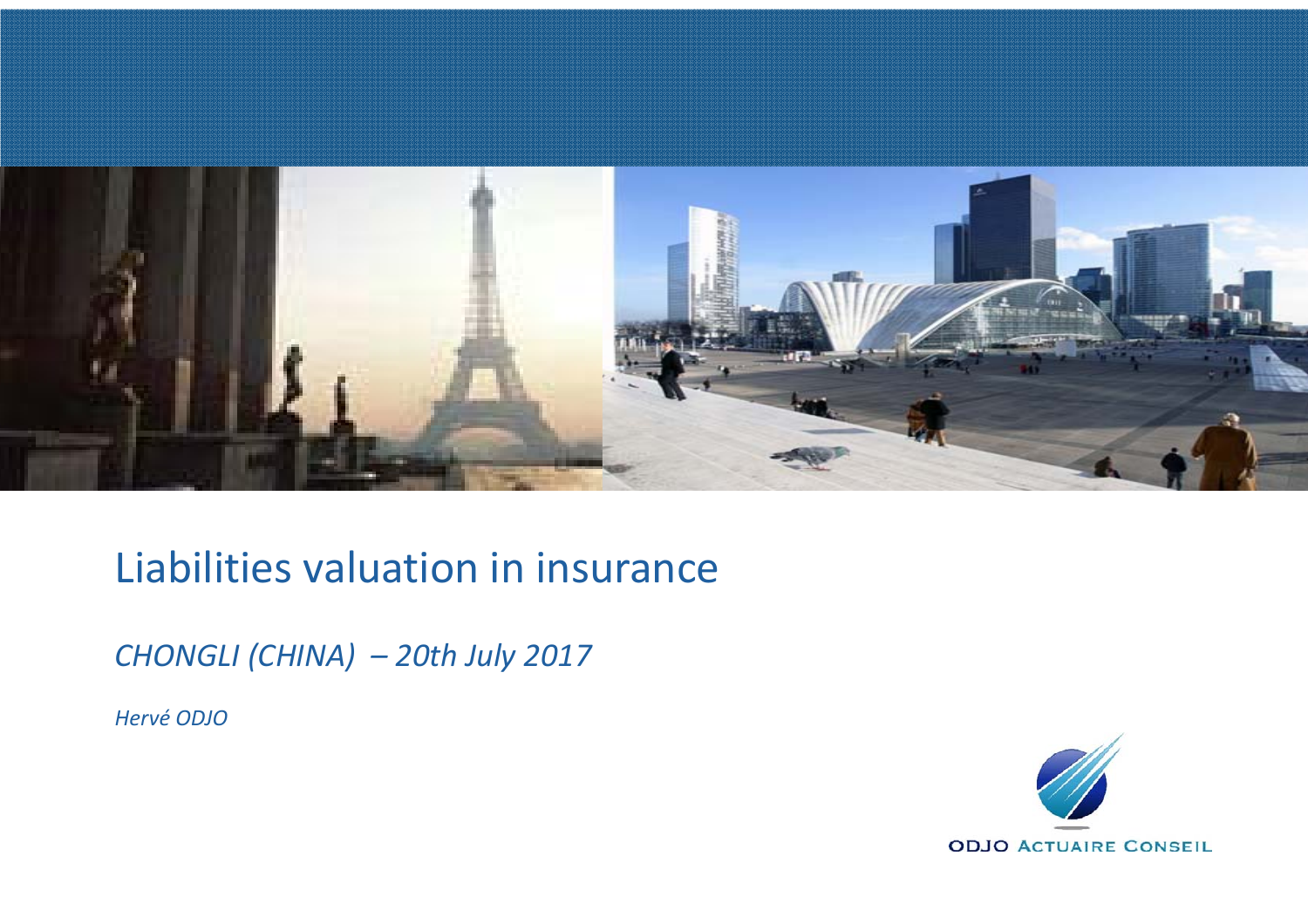# Liabilities valuation in insurance

*CHONGLI (CHINA) – 20th July 2017*

*Hervé ODJO*

ODJO ACTUAIRE CONSEIL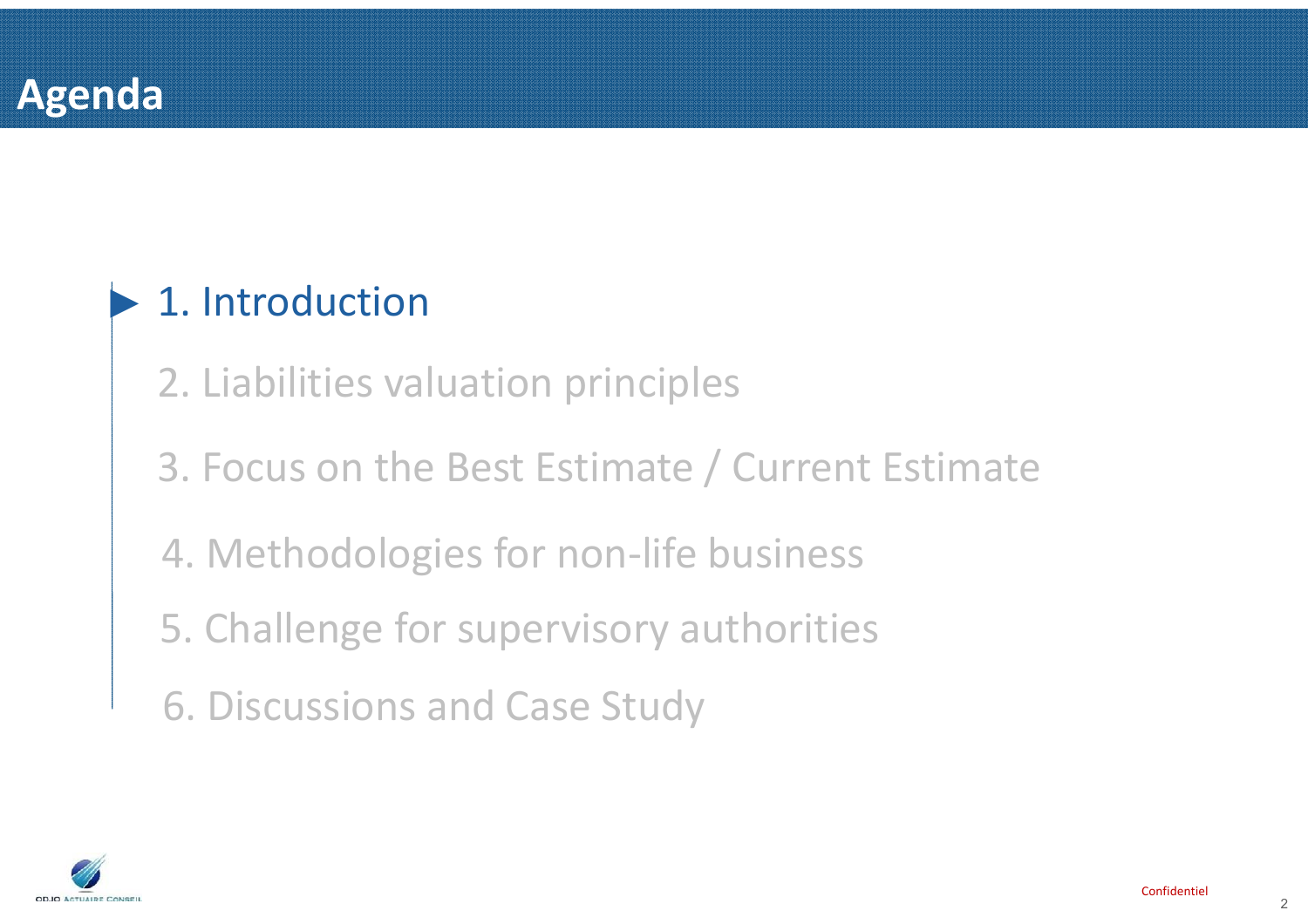# Agenda

1. Introduction
2. Liabilities valuation principles
3. Focus on the Best Estimate / Current Estimate
4. Methodologies for non-life business
5. Challenge for supervisory authorities
6. Discussions and Case Study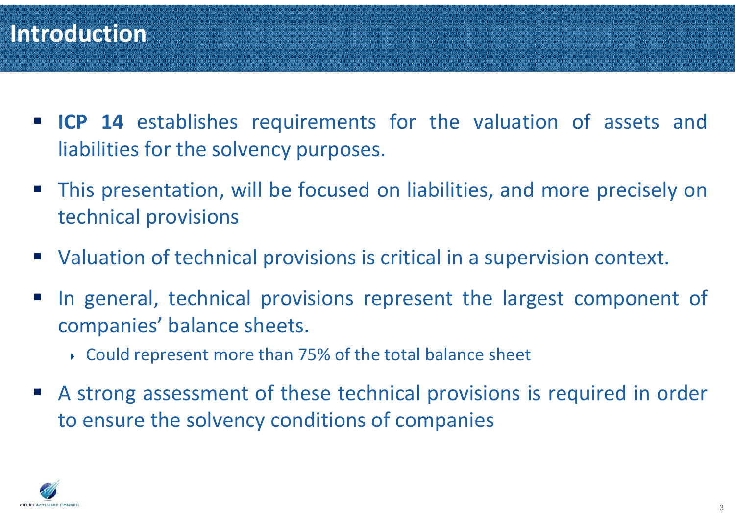# Introduction

- **ICP 14** establishes requirements for the valuation of assets and liabilities for the solvency purposes.
- This presentation, will be focused on liabilities, and more precisely on technical provisions
- Valuation of technical provisions is critical in a supervision context.
- In general, technical provisions represent the largest component of companies' balance sheets.
  - Could represent more than 75% of the total balance sheet
- A strong assessment of these technical provisions is required in order to ensure the solvency conditions of companies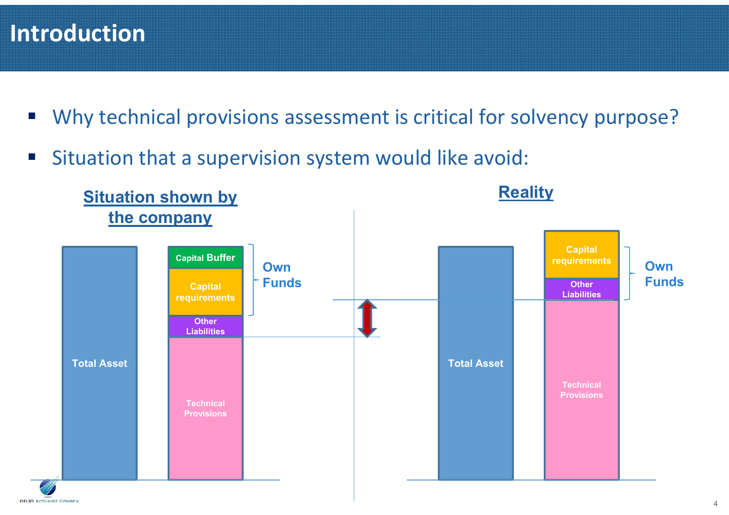# Introduction

- Why technical provisions assessment is critical for solvency purpose?
- Situation that a supervision system would like avoid:

**Situation shown by the company**

Total Asset

Capital Buffer

Capital requirements

Other Liabilities

Technical Provisions

Own Funds

**Reality**

Total Asset

Capital requirements

Other Liabilities

Technical Provisions

Own Funds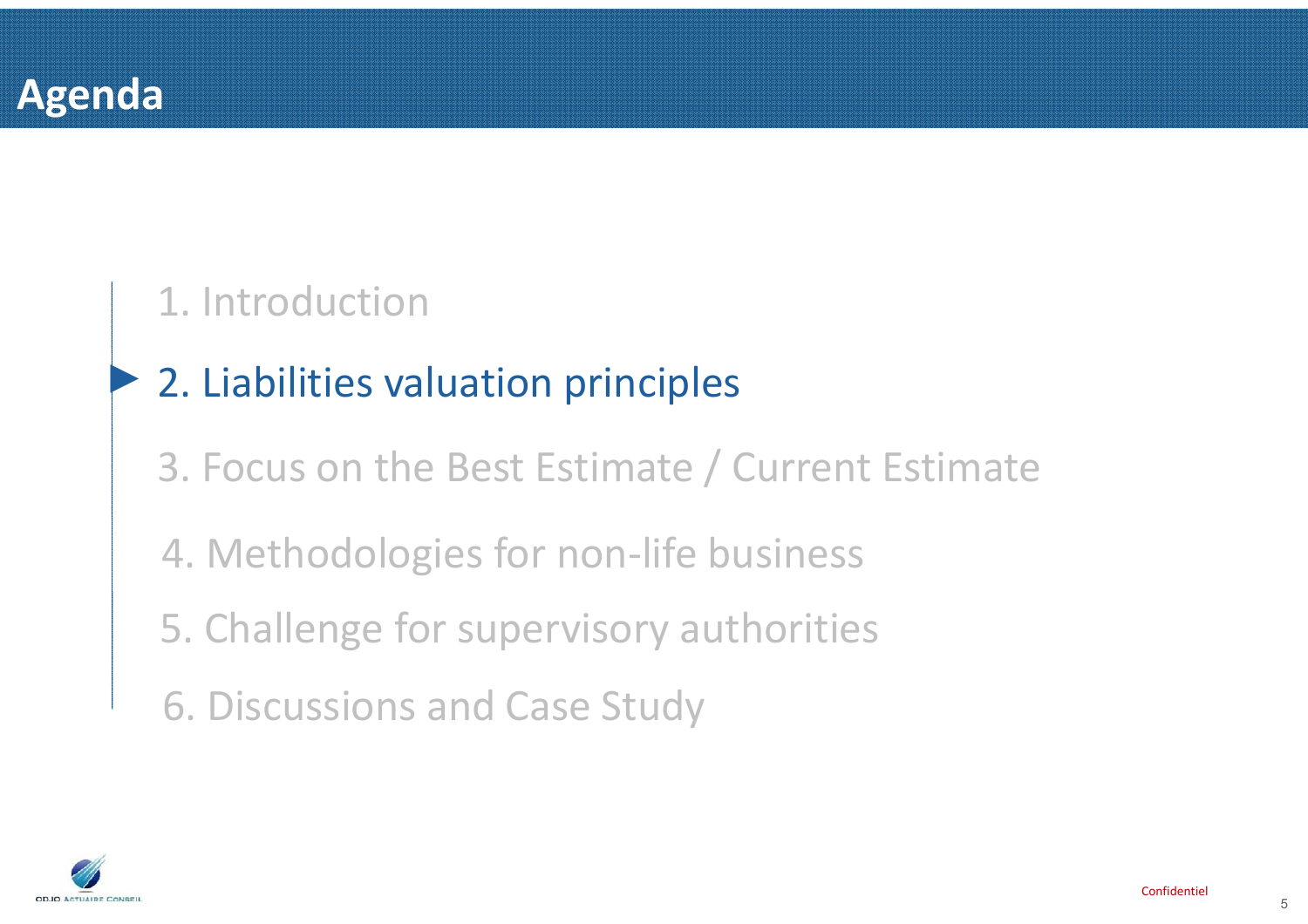# Agenda

1. Introduction
2. Liabilities valuation principles
3. Focus on the Best Estimate / Current Estimate
4. Methodologies for non-life business
5. Challenge for supervisory authorities
6. Discussions and Case Study

Confidentiel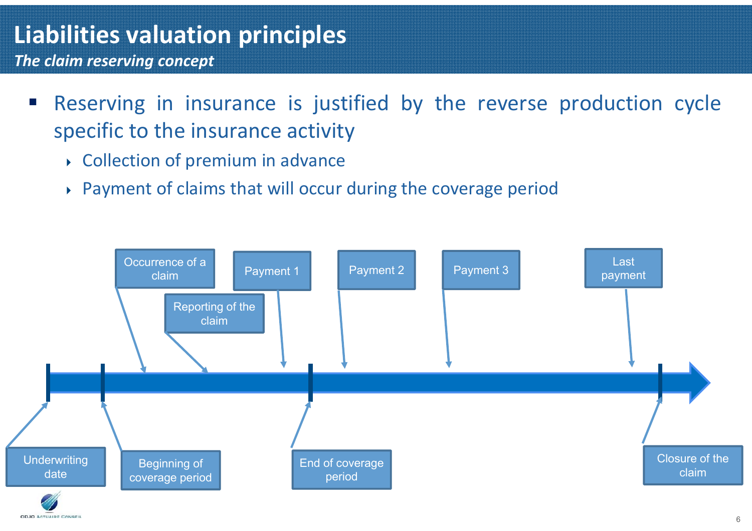# Liabilities valuation principles

*The claim reserving concept*

- Reserving in insurance is justified by the reverse production cycle specific to the insurance activity
  - Collection of premium in advance
  - Payment of claims that will occur during the coverage period

Underwriting date

Beginning of coverage period

Occurrence of a claim

Reporting of the claim

Payment 1

End of coverage period

Payment 2

Payment 3

Last payment

Closure of the claim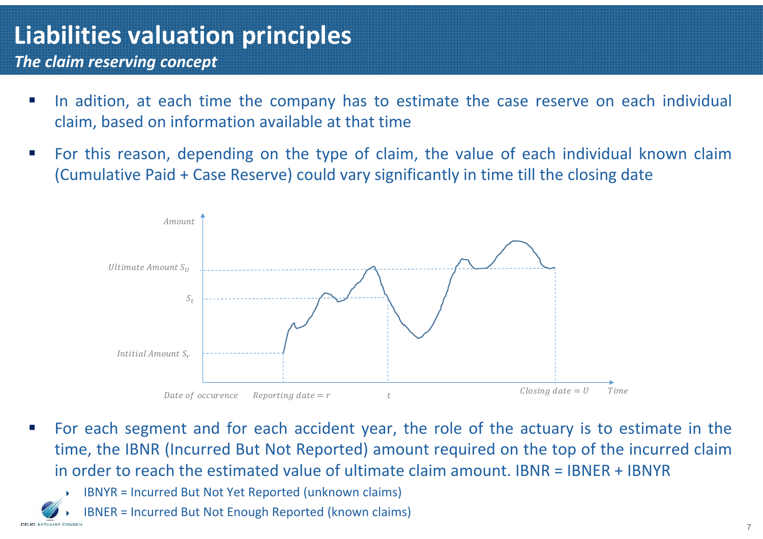# Liabilities valuation principles

***The claim reserving concept***

- In adition, at each time the company has to estimate the case reserve on each individual claim, based on information available at that time
- For this reason, depending on the type of claim, the value of each individual known claim (Cumulative Paid + Case Reserve) could vary significantly in time till the closing date

*Amount*

*Ultimate Amount* $S_U$

$S_t$

*Intitial Amount* $S_r$

*Date of occurence* — *Reporting date* $= r$ — $t$ — *Closing date* $= U$ — *Time*

- For each segment and for each accident year, the role of the actuary is to estimate in the time, the IBNR (Incurred But Not Reported) amount required on the top of the incurred claim in order to reach the estimated value of ultimate claim amount. IBNR = IBNER + IBNYR
  - IBNYR = Incurred But Not Yet Reported (unknown claims)
  - IBNER = Incurred But Not Enough Reported (known claims)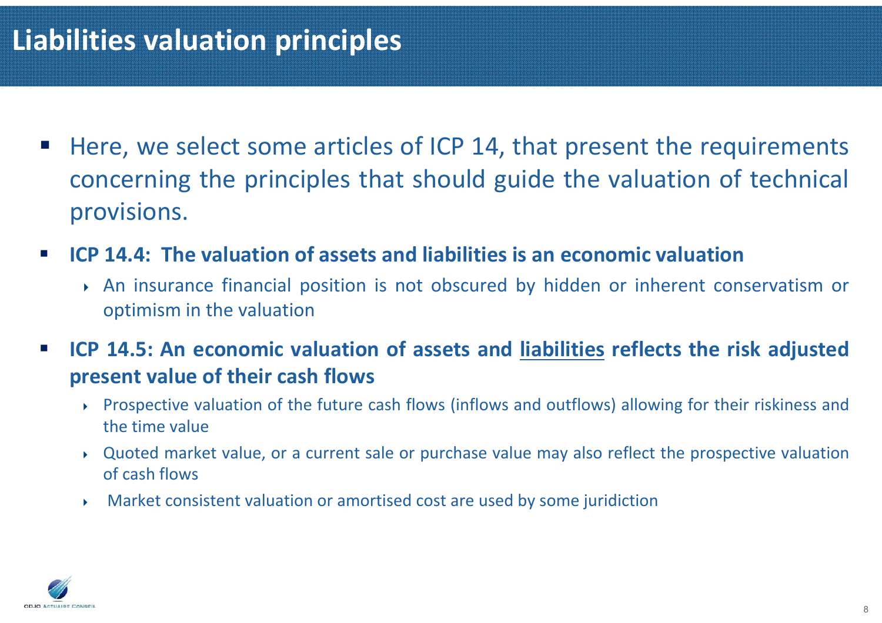# Liabilities valuation principles

- Here, we select some articles of ICP 14, that present the requirements concerning the principles that should guide the valuation of technical provisions.
- **ICP 14.4: The valuation of assets and liabilities is an economic valuation**
  - An insurance financial position is not obscured by hidden or inherent conservatism or optimism in the valuation
- **ICP 14.5: An economic valuation of assets and <u>liabilities</u> reflects the risk adjusted present value of their cash flows**
  - Prospective valuation of the future cash flows (inflows and outflows) allowing for their riskiness and the time value
  - Quoted market value, or a current sale or purchase value may also reflect the prospective valuation of cash flows
  - Market consistent valuation or amortised cost are used by some juridiction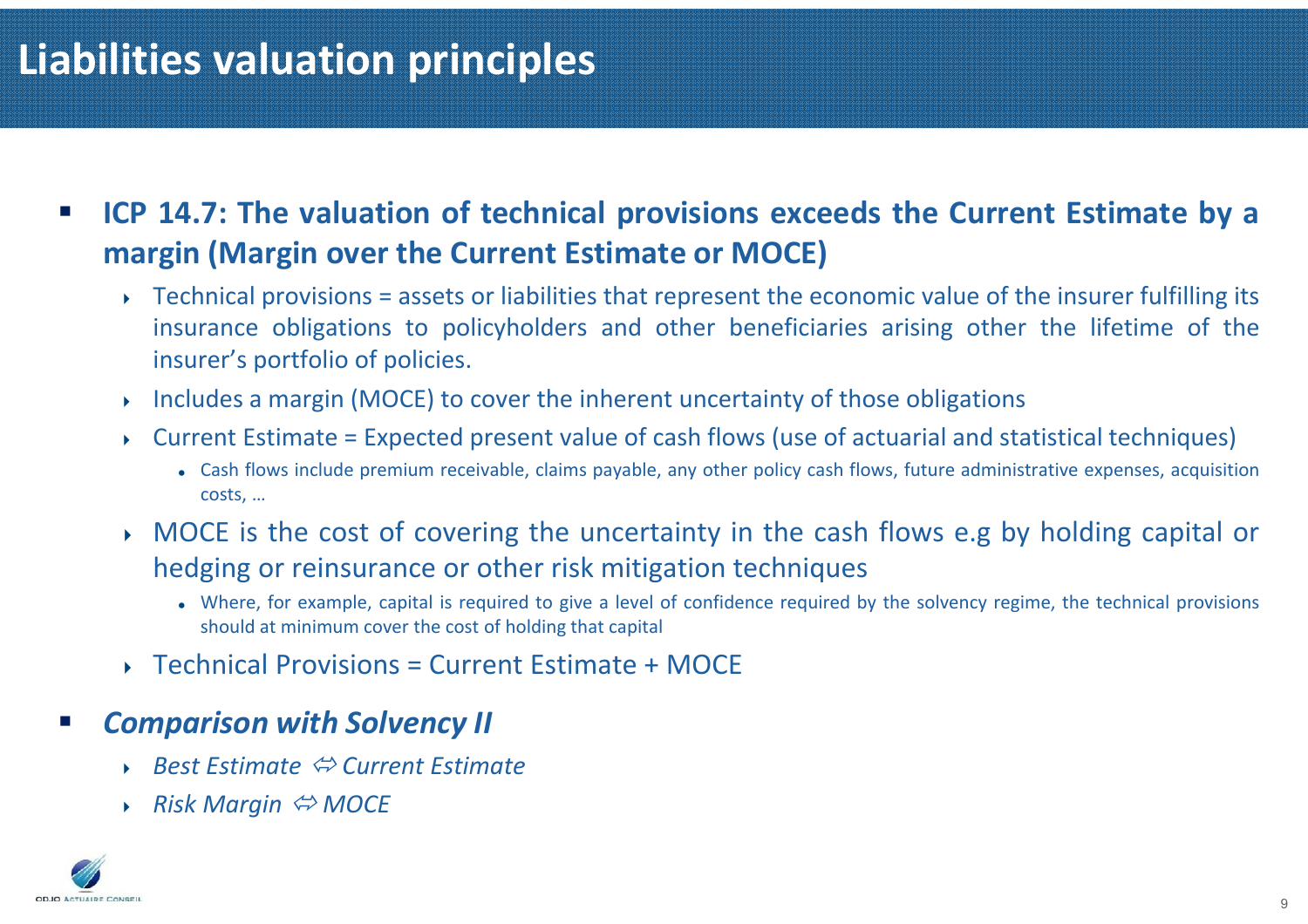# Liabilities valuation principles

- **ICP 14.7: The valuation of technical provisions exceeds the Current Estimate by a margin (Margin over the Current Estimate or MOCE)**
  - Technical provisions = assets or liabilities that represent the economic value of the insurer fulfilling its insurance obligations to policyholders and other beneficiaries arising other the lifetime of the insurer's portfolio of policies.
  - Includes a margin (MOCE) to cover the inherent uncertainty of those obligations
  - Current Estimate = Expected present value of cash flows (use of actuarial and statistical techniques)
    - Cash flows include premium receivable, claims payable, any other policy cash flows, future administrative expenses, acquisition costs, …
  - MOCE is the cost of covering the uncertainty in the cash flows e.g by holding capital or hedging or reinsurance or other risk mitigation techniques
    - Where, for example, capital is required to give a level of confidence required by the solvency regime, the technical provisions should at minimum cover the cost of holding that capital
  - Technical Provisions = Current Estimate + MOCE

- ***Comparison with Solvency II***
  - *Best Estimate ⇔ Current Estimate*
  - *Risk Margin ⇔ MOCE*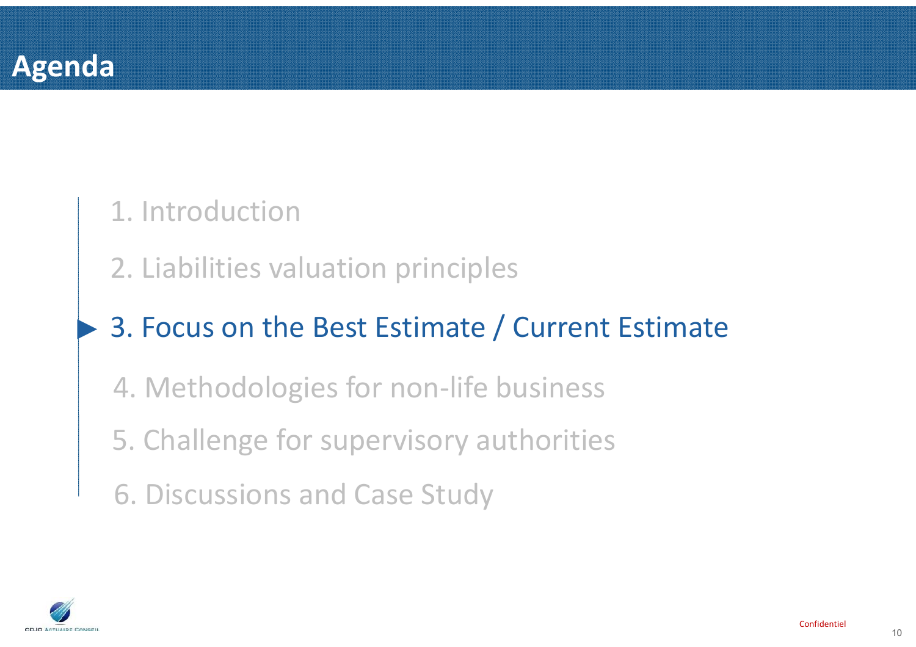# Agenda

1. Introduction
2. Liabilities valuation principles
3. **Focus on the Best Estimate / Current Estimate**
4. Methodologies for non-life business
5. Challenge for supervisory authorities
6. Discussions and Case Study

Confidentiel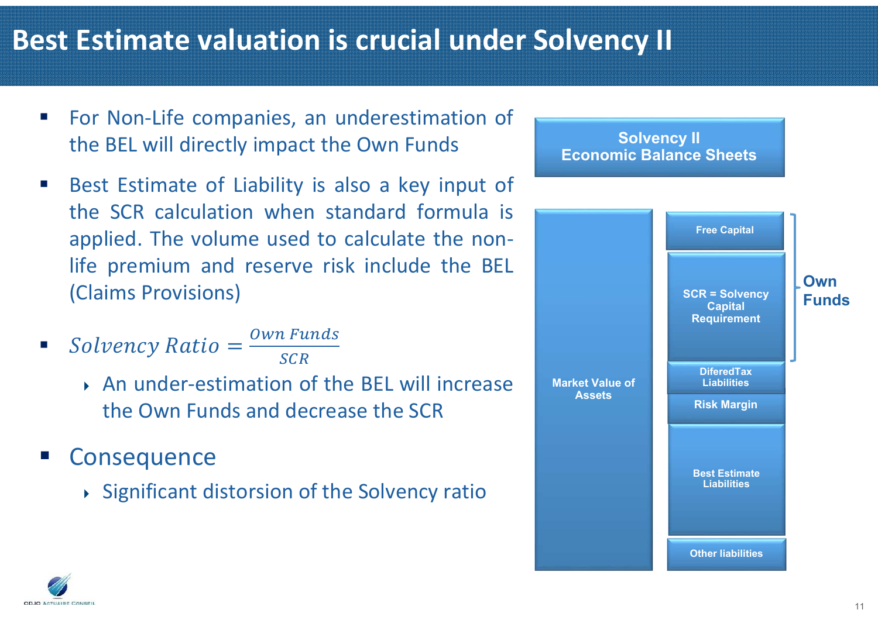# Best Estimate valuation is crucial under Solvency II

- For Non-Life companies, an underestimation of the BEL will directly impact the Own Funds
- Best Estimate of Liability is also a key input of the SCR calculation when standard formula is applied. The volume used to calculate the non-life premium and reserve risk include the BEL (Claims Provisions)
- $Solvency\ Ratio = \frac{Own\ Funds}{SCR}$
  - An under-estimation of the BEL will increase the Own Funds and decrease the SCR
- Consequence
  - Significant distorsion of the Solvency ratio

**Solvency II Economic Balance Sheets**

| Assets | Liabilities | |
|---|---|---|
| Market Value of Assets | Free Capital | Own Funds |
| | SCR = Solvency Capital Requirement | Own Funds |
| | DiferedTax Liabilities | |
| | Risk Margin | |
| | Best Estimate Liabilities | |
| | Other liabilities | |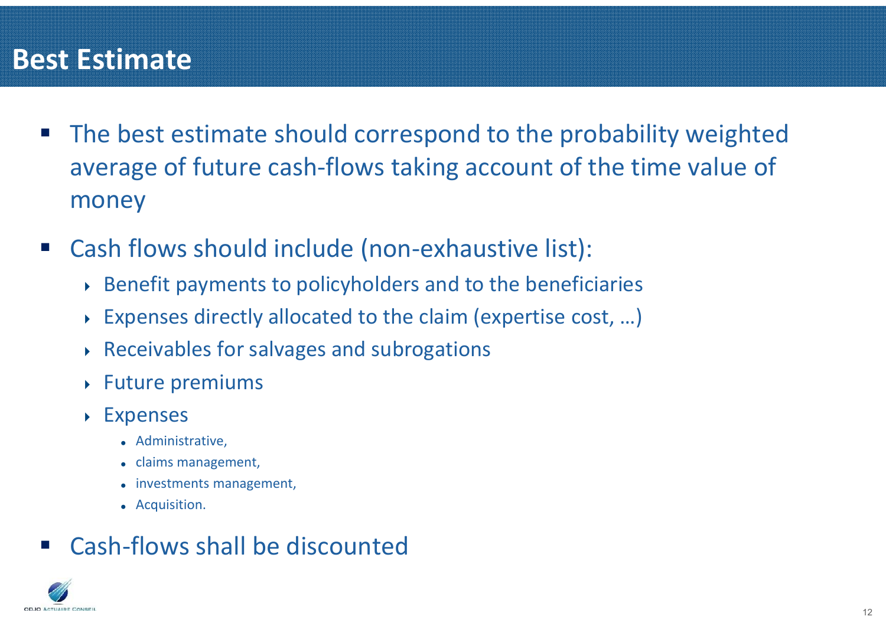# Best Estimate

- The best estimate should correspond to the probability weighted average of future cash-flows taking account of the time value of money
- Cash flows should include (non-exhaustive list):
  - Benefit payments to policyholders and to the beneficiaries
  - Expenses directly allocated to the claim (expertise cost, …)
  - Receivables for salvages and subrogations
  - Future premiums
  - Expenses
    - Administrative,
    - claims management,
    - investments management,
    - Acquisition.
- Cash-flows shall be discounted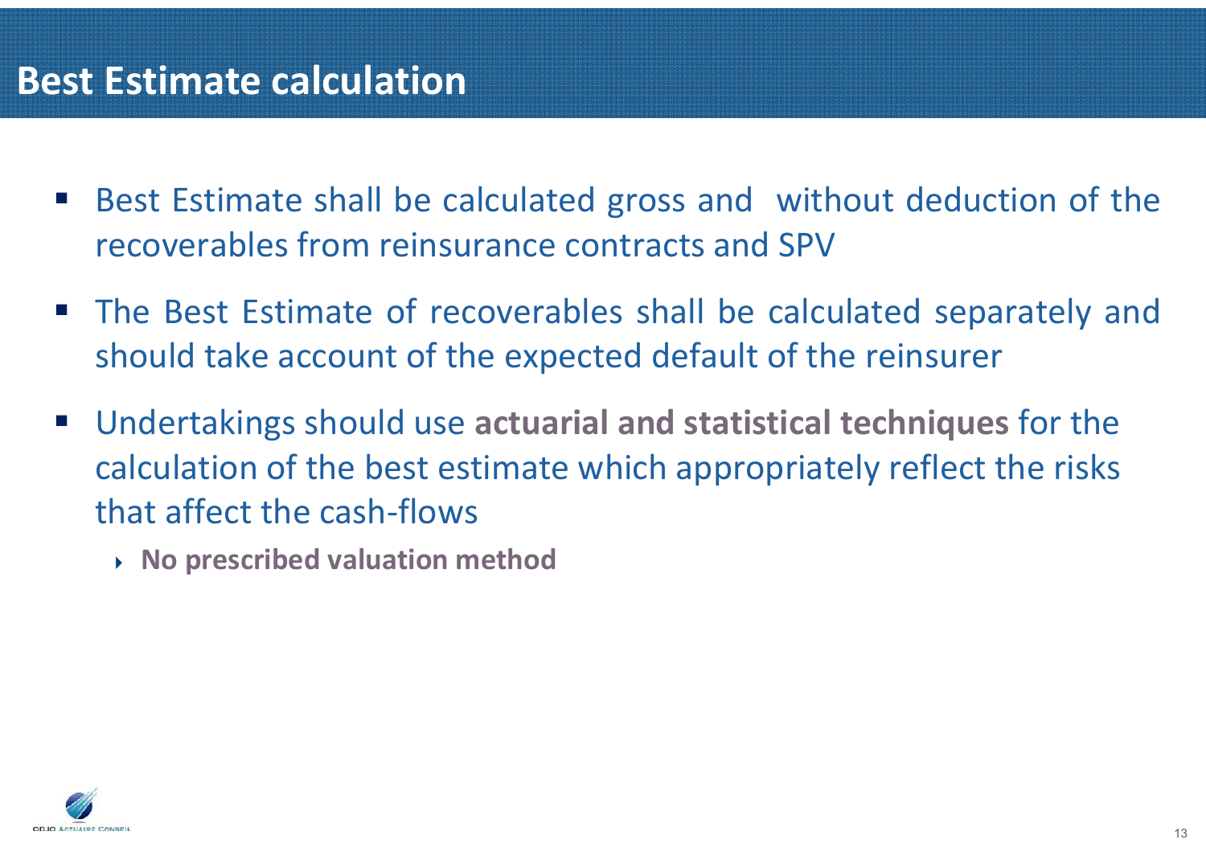# Best Estimate calculation

- Best Estimate shall be calculated gross and without deduction of the recoverables from reinsurance contracts and SPV
- The Best Estimate of recoverables shall be calculated separately and should take account of the expected default of the reinsurer
- Undertakings should use **actuarial and statistical techniques** for the calculation of the best estimate which appropriately reflect the risks that affect the cash-flows
  - **No prescribed valuation method**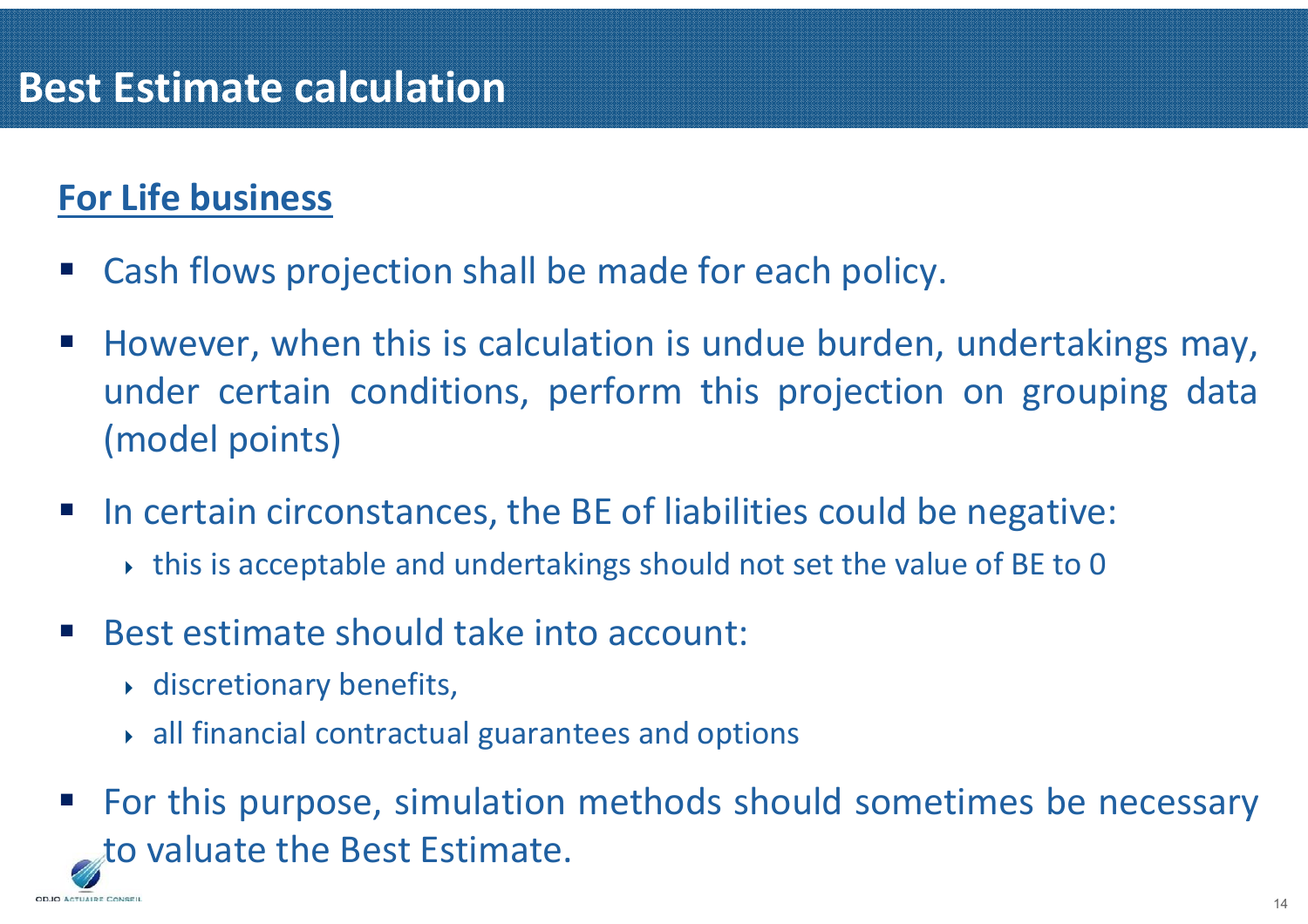# Best Estimate calculation

## For Life business

- Cash flows projection shall be made for each policy.
- However, when this is calculation is undue burden, undertakings may, under certain conditions, perform this projection on grouping data (model points)
- In certain circonstances, the BE of liabilities could be negative:
  - this is acceptable and undertakings should not set the value of BE to 0
- Best estimate should take into account:
  - discretionary benefits,
  - all financial contractual guarantees and options
- For this purpose, simulation methods should sometimes be necessary to valuate the Best Estimate.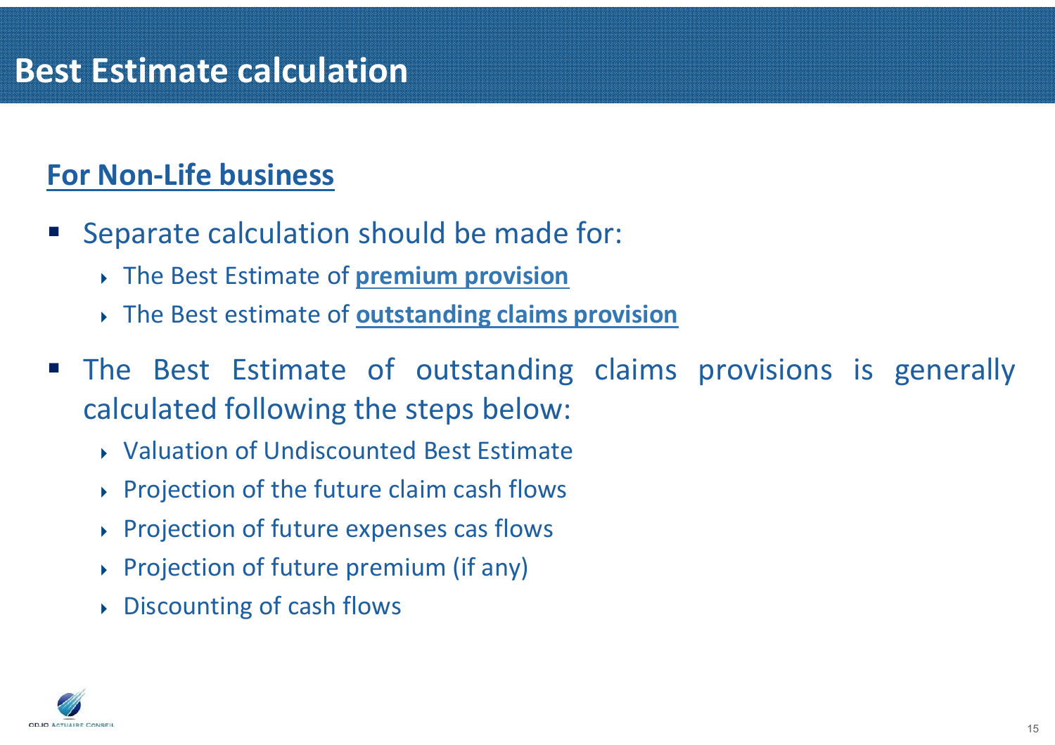# Best Estimate calculation

## For Non-Life business

- Separate calculation should be made for:
  - The Best Estimate of **premium provision**
  - The Best estimate of **outstanding claims provision**
- The Best Estimate of outstanding claims provisions is generally calculated following the steps below:
  - Valuation of Undiscounted Best Estimate
  - Projection of the future claim cash flows
  - Projection of future expenses cas flows
  - Projection of future premium (if any)
  - Discounting of cash flows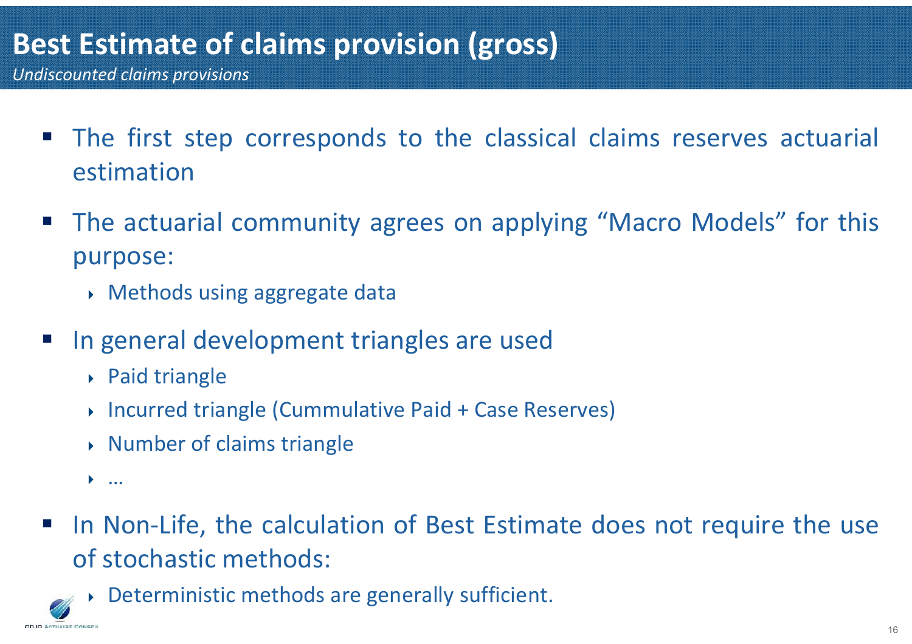# Best Estimate of claims provision (gross)

*Undiscounted claims provisions*

- The first step corresponds to the classical claims reserves actuarial estimation
- The actuarial community agrees on applying “Macro Models” for this purpose:
  - Methods using aggregate data
- In general development triangles are used
  - Paid triangle
  - Incurred triangle (Cummulative Paid + Case Reserves)
  - Number of claims triangle
  - …
- In Non-Life, the calculation of Best Estimate does not require the use of stochastic methods:
  - Deterministic methods are generally sufficient.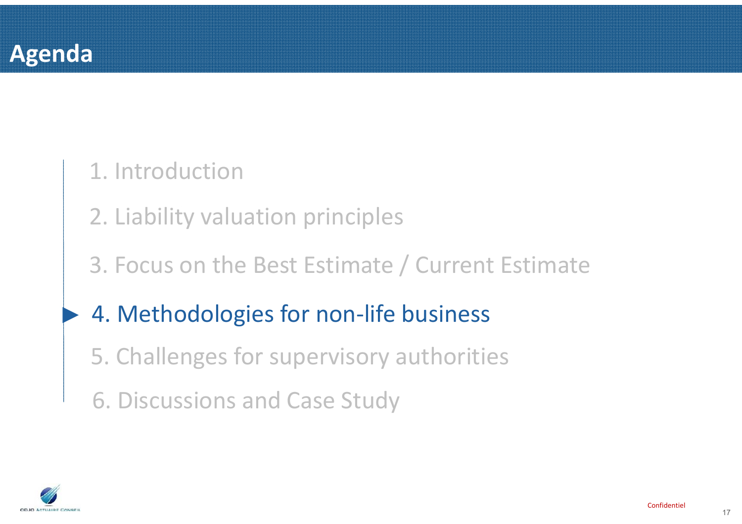# Agenda

1. Introduction
2. Liability valuation principles
3. Focus on the Best Estimate / Current Estimate
4. **Methodologies for non-life business**
5. Challenges for supervisory authorities
6. Discussions and Case Study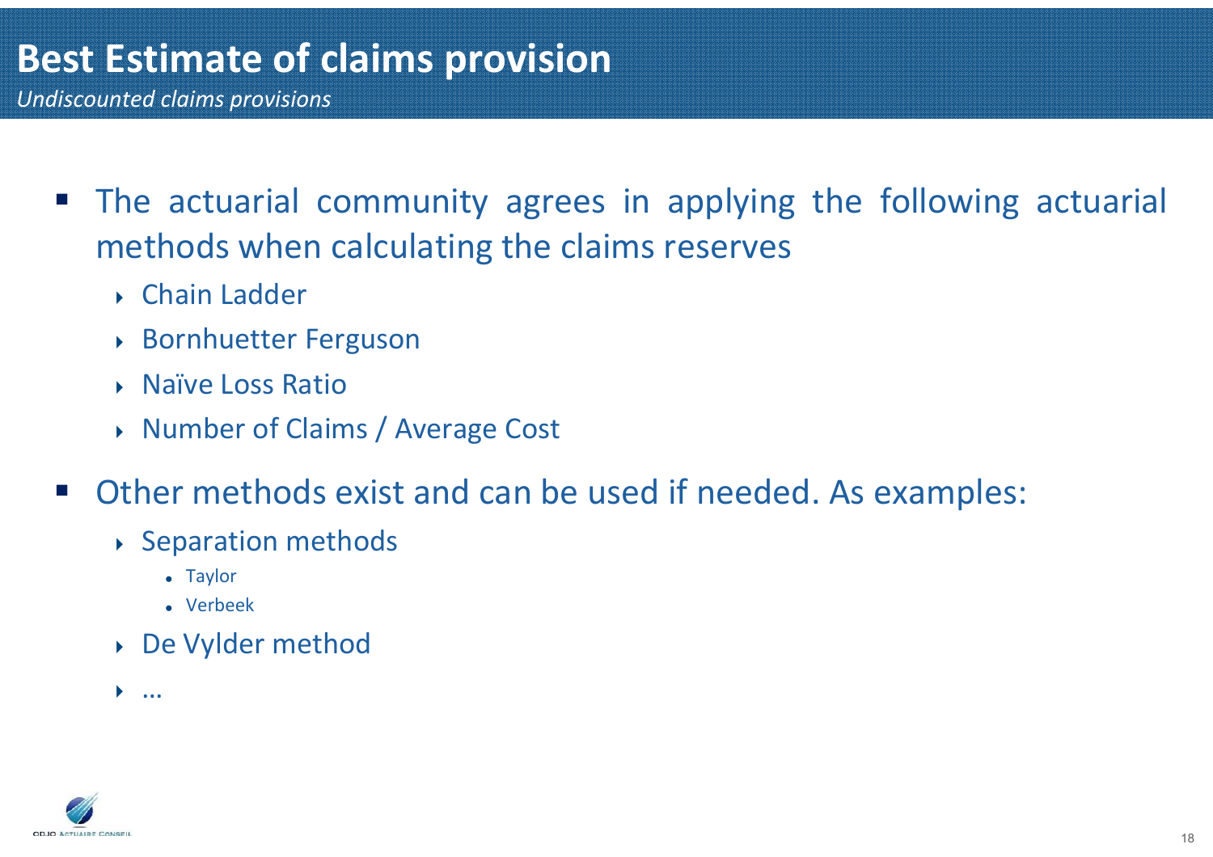# Best Estimate of claims provision

*Undiscounted claims provisions*

- The actuarial community agrees in applying the following actuarial methods when calculating the claims reserves
  - Chain Ladder
  - Bornhuetter Ferguson
  - Naïve Loss Ratio
  - Number of Claims / Average Cost
- Other methods exist and can be used if needed. As examples:
  - Separation methods
    - Taylor
    - Verbeek
  - De Vylder method
  - …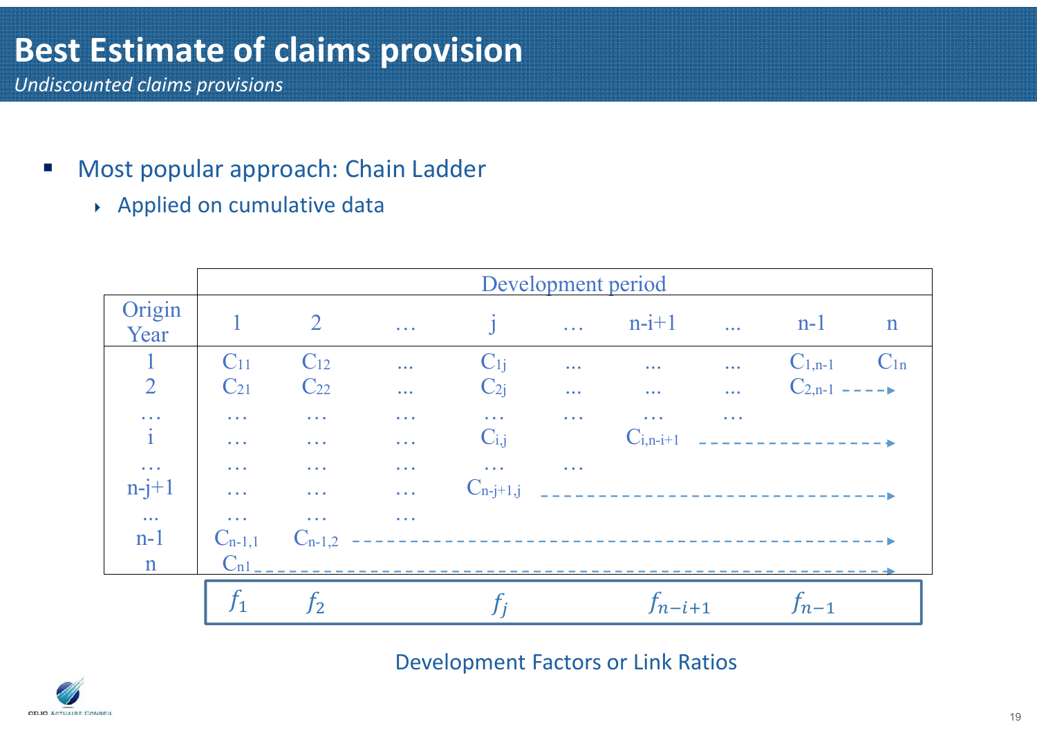# Best Estimate of claims provision

*Undiscounted claims provisions*

- Most popular approach: Chain Ladder
  - Applied on cumulative data

| Origin Year | Development period | | | | | | | | |
|---|---|---|---|---|---|---|---|---|---|
| | 1 | 2 | … | j | … | n-i+1 | … | n-1 | n |
| 1 | $C_{11}$ | $C_{12}$ | … | $C_{1j}$ | … | … | … | $C_{1,n-1}$ | $C_{1n}$ |
| 2 | $C_{21}$ | $C_{22}$ | … | $C_{2j}$ | … | … | … | $C_{2,n-1}$ | - - - -▸ |
| … | … | … | … | … | … | … | … | | |
| i | … | … | … | $C_{i,j}$ | | $C_{i,n-i+1}$ | - - - - | - - - - | - - - -▸ |
| … | … | … | … | … | … | | | | |
| n-j+1 | … | … | … | $C_{n-j+1,j}$ | - - - - | - - - - | - - - - | - - - - | - - - -▸ |
| … | … | … | … | | | | | | |
| n-1 | $C_{n-1,1}$ | $C_{n-1,2}$ | - - - - | - - - - | - - - - | - - - - | - - - - | - - - - | - - - -▸ |
| n | $C_{n1}$ | - - - - | - - - - | - - - - | - - - - | - - - - | - - - - | - - - - | - - - -▸ |
| | $f_1$ | $f_2$ | | $f_j$ | | $f_{n-i+1}$ | | $f_{n-1}$ | |

Development Factors or Link Ratios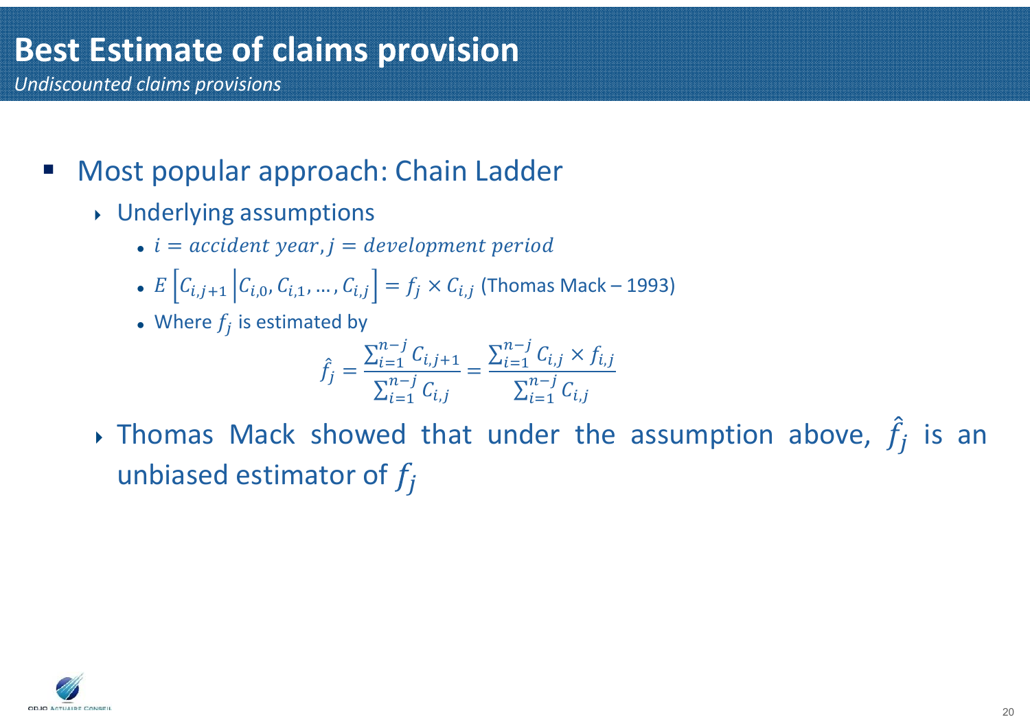# Best Estimate of claims provision

*Undiscounted claims provisions*

- Most popular approach: Chain Ladder
  - Underlying assumptions
    - $i = accident\ year, j = development\ period$
    - $E\left[C_{i,j+1} \middle| C_{i,0}, C_{i,1}, \dots, C_{i,j}\right] = f_j \times C_{i,j}$ (Thomas Mack – 1993)
    - Where $f_j$ is estimated by

$$\hat{f}_j = \frac{\sum_{i=1}^{n-j} C_{i,j+1}}{\sum_{i=1}^{n-j} C_{i,j}} = \frac{\sum_{i=1}^{n-j} C_{i,j} \times f_{i,j}}{\sum_{i=1}^{n-j} C_{i,j}}$$

  - Thomas Mack showed that under the assumption above, $\hat{f}_j$ is an unbiased estimator of $f_j$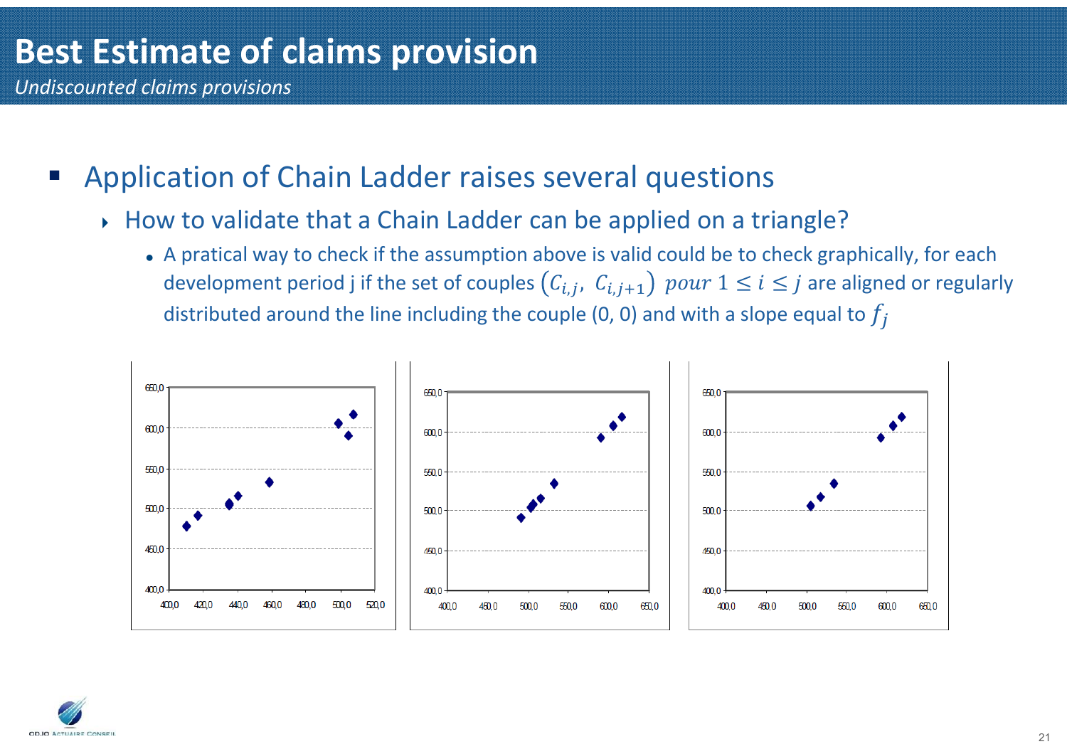# Best Estimate of claims provision

*Undiscounted claims provisions*

- Application of Chain Ladder raises several questions
  - How to validate that a Chain Ladder can be applied on a triangle?
    - A pratical way to check if the assumption above is valid could be to check graphically, for each development period j if the set of couples $(C_{i,j},\ C_{i,j+1})\ pour\ 1 \leq i \leq j$ are aligned or regularly distributed around the line including the couple (0, 0) and with a slope equal to $f_j$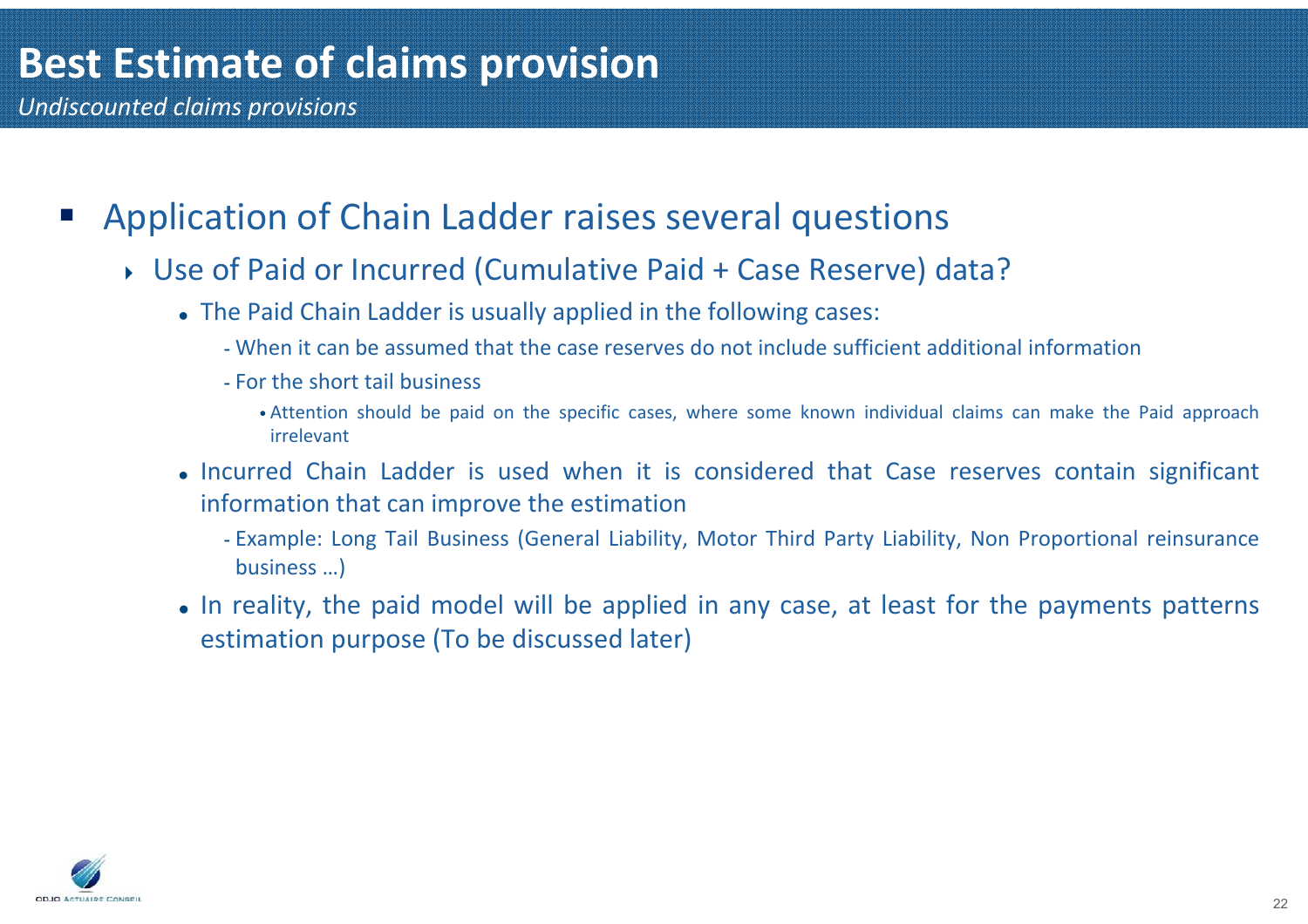# Best Estimate of claims provision

*Undiscounted claims provisions*

- Application of Chain Ladder raises several questions
  - Use of Paid or Incurred (Cumulative Paid + Case Reserve) data?
    - The Paid Chain Ladder is usually applied in the following cases:
      - When it can be assumed that the case reserves do not include sufficient additional information
      - For the short tail business
        - Attention should be paid on the specific cases, where some known individual claims can make the Paid approach irrelevant
    - Incurred Chain Ladder is used when it is considered that Case reserves contain significant information that can improve the estimation
      - Example: Long Tail Business (General Liability, Motor Third Party Liability, Non Proportional reinsurance business …)
    - In reality, the paid model will be applied in any case, at least for the payments patterns estimation purpose (To be discussed later)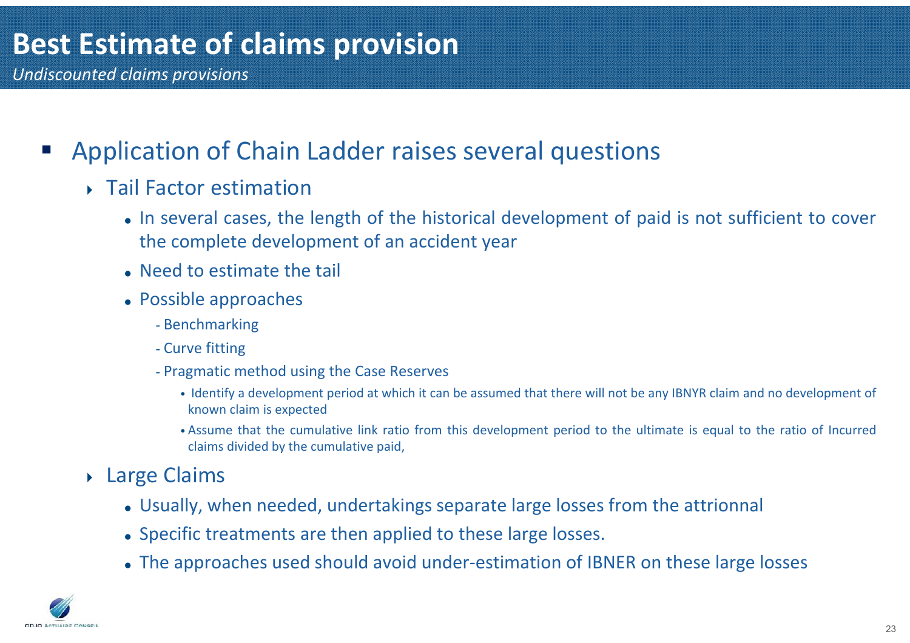# Best Estimate of claims provision

*Undiscounted claims provisions*

- Application of Chain Ladder raises several questions
  - Tail Factor estimation
    - In several cases, the length of the historical development of paid is not sufficient to cover the complete development of an accident year
    - Need to estimate the tail
    - Possible approaches
      - Benchmarking
      - Curve fitting
      - Pragmatic method using the Case Reserves
        - Identify a development period at which it can be assumed that there will not be any IBNYR claim and no development of known claim is expected
        - Assume that the cumulative link ratio from this development period to the ultimate is equal to the ratio of Incurred claims divided by the cumulative paid,
  - Large Claims
    - Usually, when needed, undertakings separate large losses from the attrionnal
    - Specific treatments are then applied to these large losses.
    - The approaches used should avoid under-estimation of IBNER on these large losses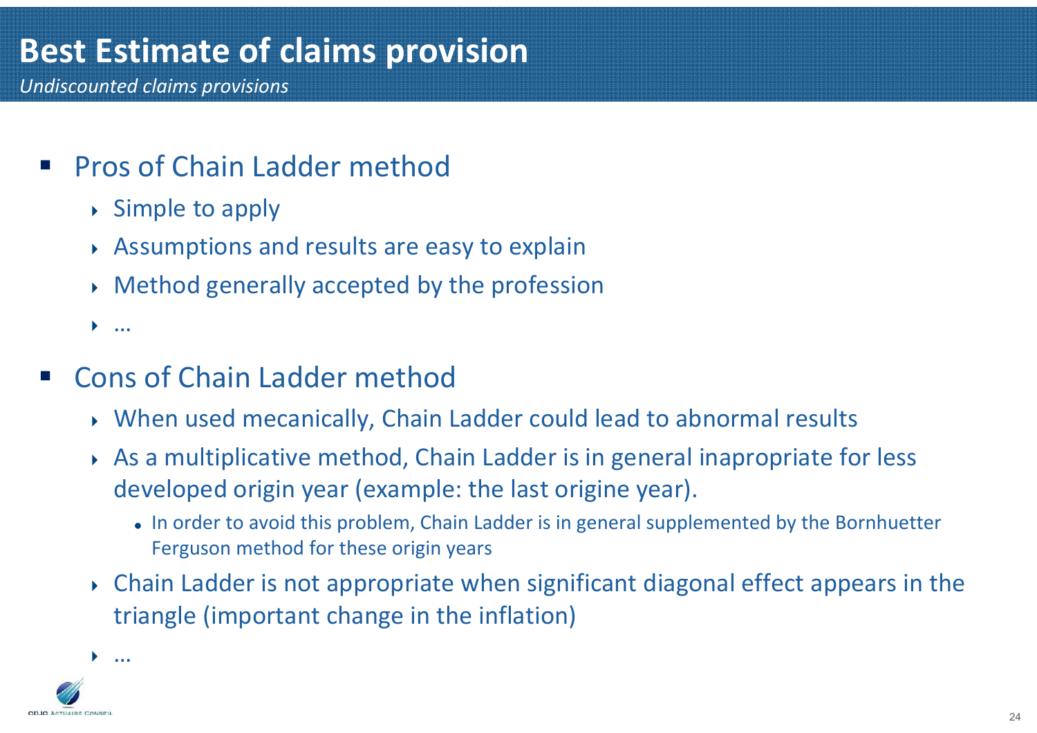# Best Estimate of claims provision

*Undiscounted claims provisions*

- Pros of Chain Ladder method
  - Simple to apply
  - Assumptions and results are easy to explain
  - Method generally accepted by the profession
  - …
- Cons of Chain Ladder method
  - When used mecanically, Chain Ladder could lead to abnormal results
  - As a multiplicative method, Chain Ladder is in general inapropriate for less developed origin year (example: the last origine year).
    - In order to avoid this problem, Chain Ladder is in general supplemented by the Bornhuetter Ferguson method for these origin years
  - Chain Ladder is not appropriate when significant diagonal effect appears in the triangle (important change in the inflation)
  - …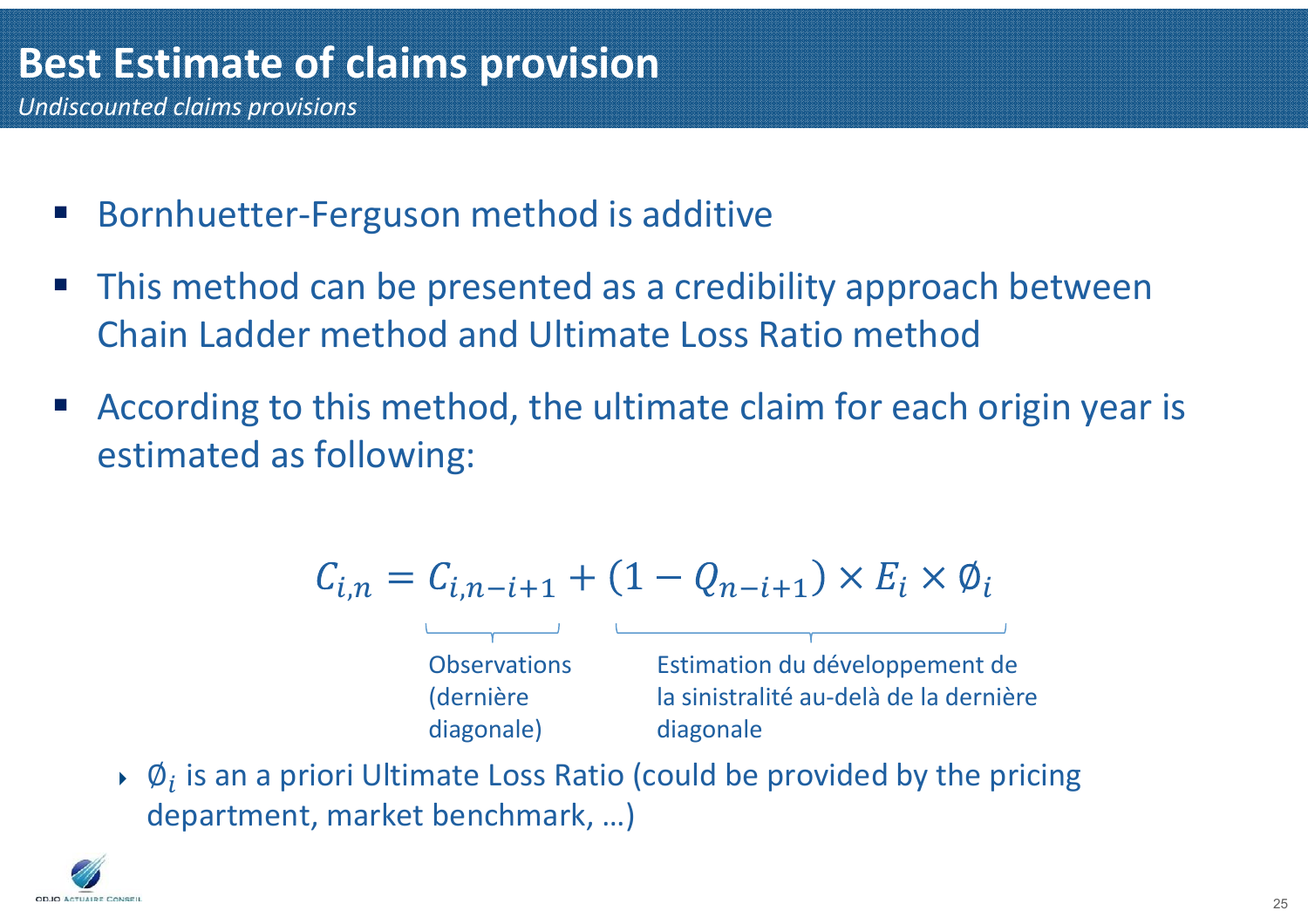# Best Estimate of claims provision

*Undiscounted claims provisions*

- Bornhuetter-Ferguson method is additive
- This method can be presented as a credibility approach between Chain Ladder method and Ultimate Loss Ratio method
- According to this method, the ultimate claim for each origin year is estimated as following:

$$C_{i,n} = \underbrace{C_{i,n-i+1}}_{\text{Observations (dernière diagonale)}} + \underbrace{(1 - Q_{n-i+1}) \times E_i \times \emptyset_i}_{\text{Estimation du développement de la sinistralité au-delà de la dernière diagonale}}$$

  - $\emptyset_i$ is an a priori Ultimate Loss Ratio (could be provided by the pricing department, market benchmark, …)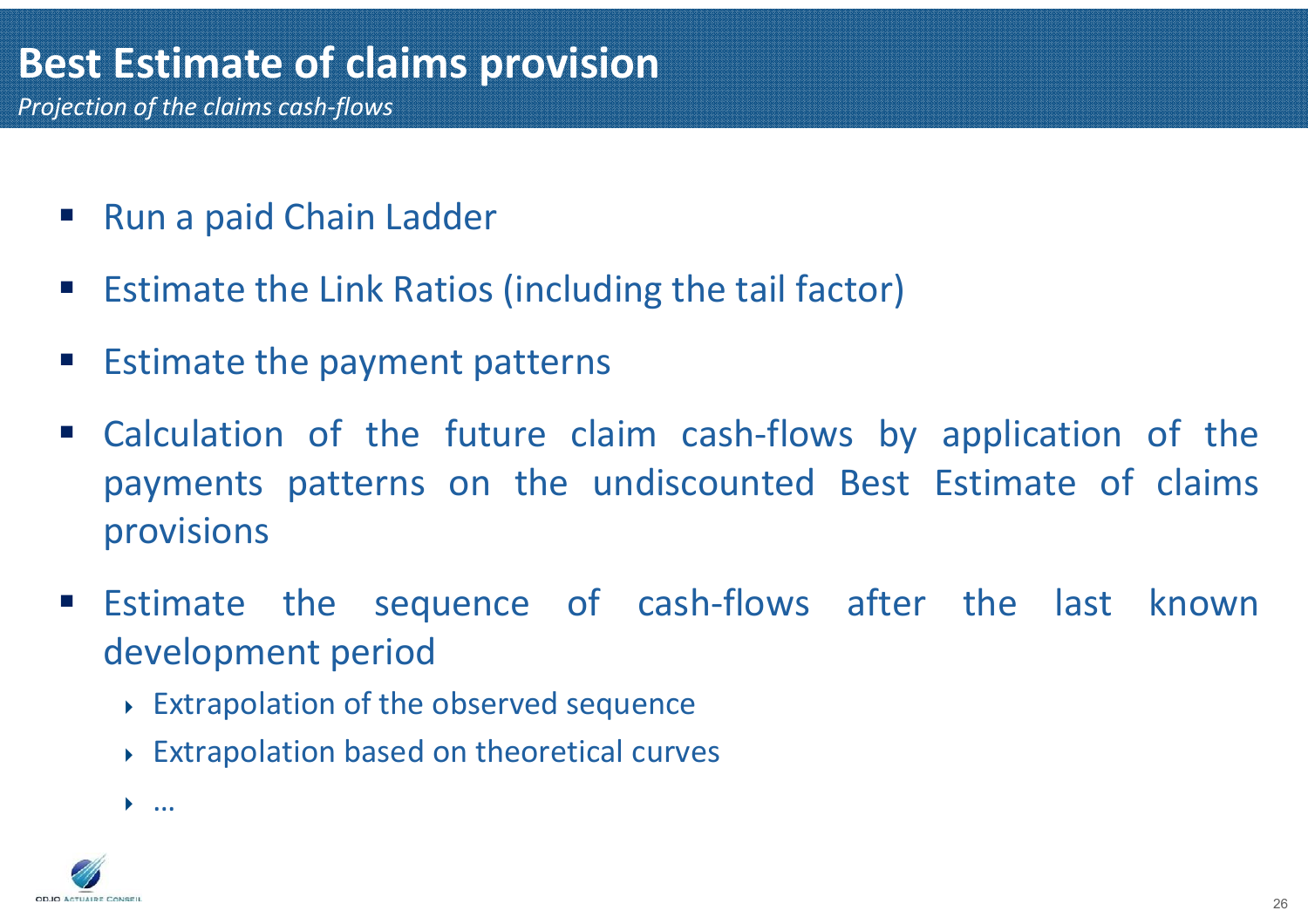# Best Estimate of claims provision

*Projection of the claims cash-flows*

- Run a paid Chain Ladder
- Estimate the Link Ratios (including the tail factor)
- Estimate the payment patterns
- Calculation of the future claim cash-flows by application of the payments patterns on the undiscounted Best Estimate of claims provisions
- Estimate the sequence of cash-flows after the last known development period
  - Extrapolation of the observed sequence
  - Extrapolation based on theoretical curves
  - …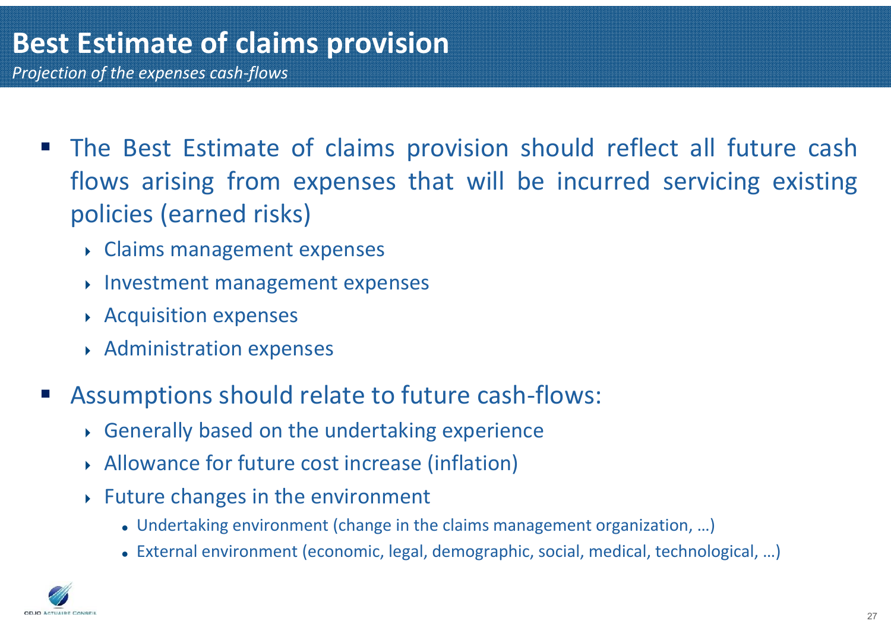# Best Estimate of claims provision

*Projection of the expenses cash-flows*

- The Best Estimate of claims provision should reflect all future cash flows arising from expenses that will be incurred servicing existing policies (earned risks)
  - Claims management expenses
  - Investment management expenses
  - Acquisition expenses
  - Administration expenses
- Assumptions should relate to future cash-flows:
  - Generally based on the undertaking experience
  - Allowance for future cost increase (inflation)
  - Future changes in the environment
    - Undertaking environment (change in the claims management organization, …)
    - External environment (economic, legal, demographic, social, medical, technological, …)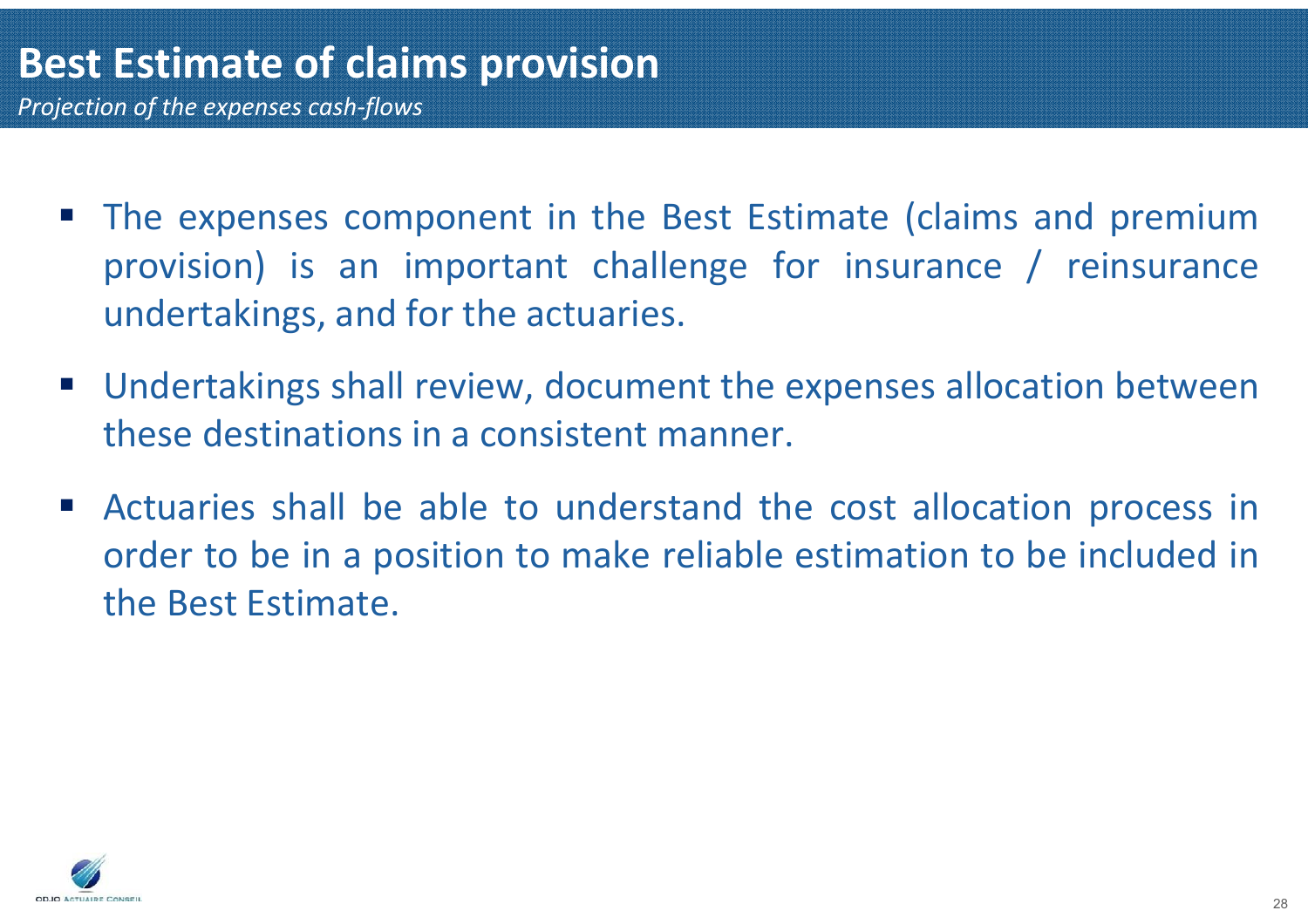# Best Estimate of claims provision

*Projection of the expenses cash-flows*

- The expenses component in the Best Estimate (claims and premium provision) is an important challenge for insurance / reinsurance undertakings, and for the actuaries.
- Undertakings shall review, document the expenses allocation between these destinations in a consistent manner.
- Actuaries shall be able to understand the cost allocation process in order to be in a position to make reliable estimation to be included in the Best Estimate.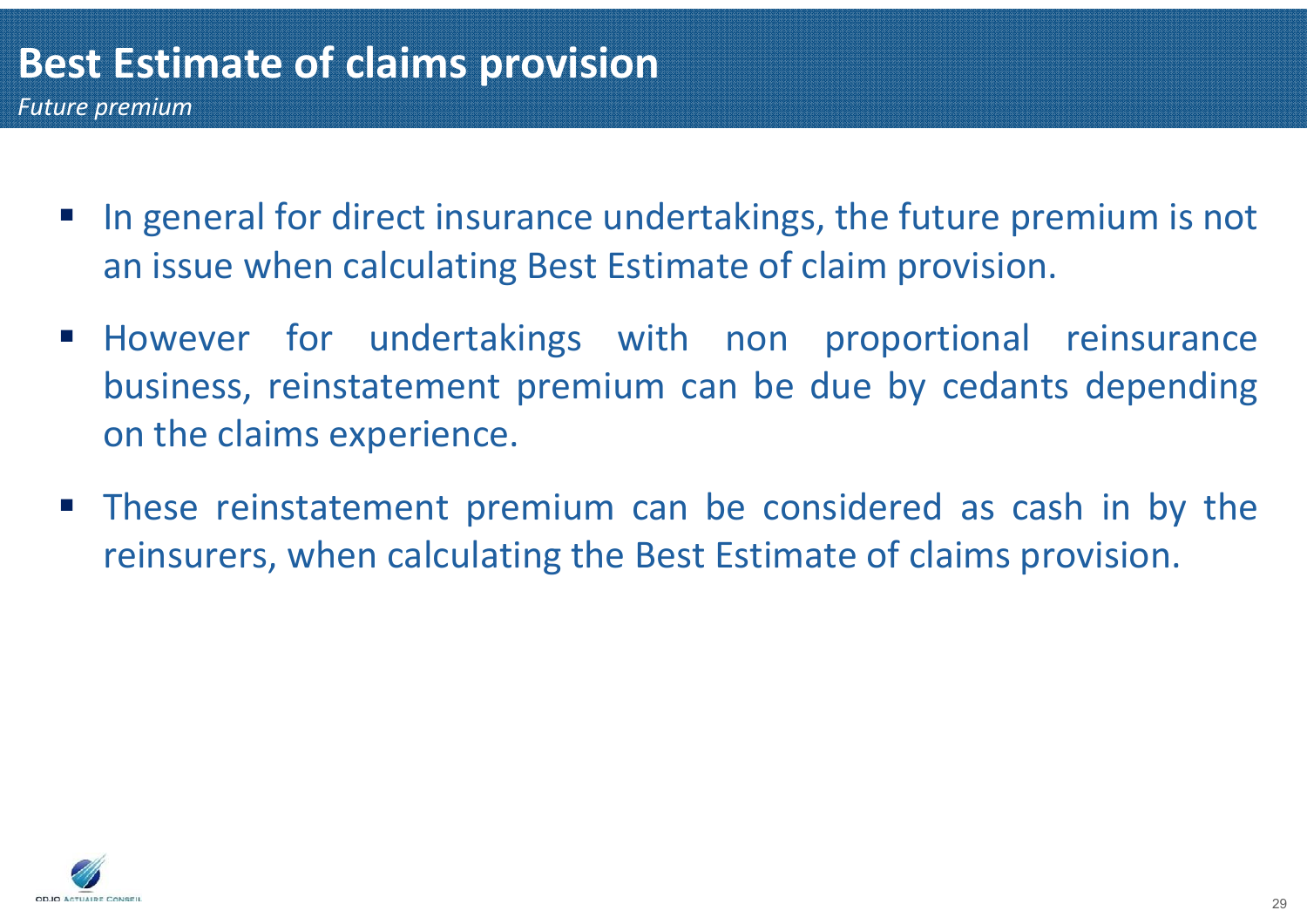# Best Estimate of claims provision

*Future premium*

- In general for direct insurance undertakings, the future premium is not an issue when calculating Best Estimate of claim provision.
- However for undertakings with non proportional reinsurance business, reinstatement premium can be due by cedants depending on the claims experience.
- These reinstatement premium can be considered as cash in by the reinsurers, when calculating the Best Estimate of claims provision.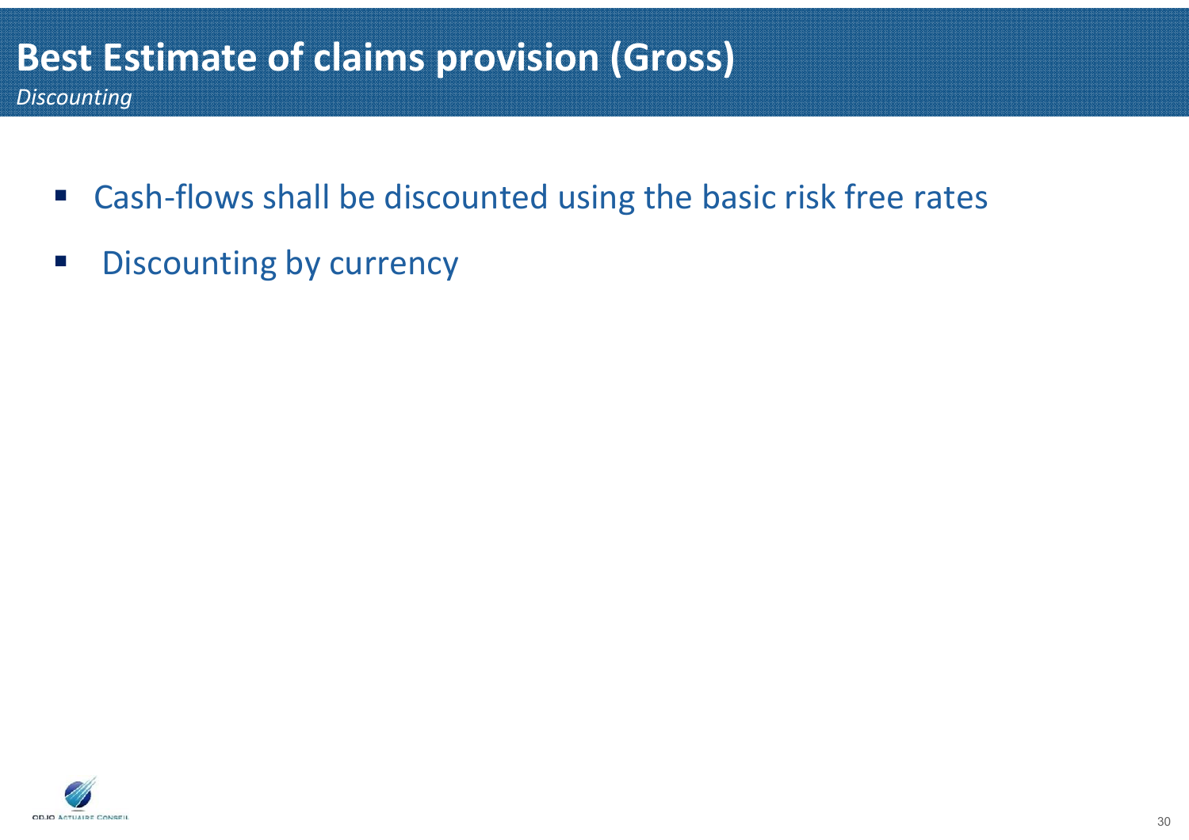# Best Estimate of claims provision (Gross)

*Discounting*

- Cash-flows shall be discounted using the basic risk free rates
- Discounting by currency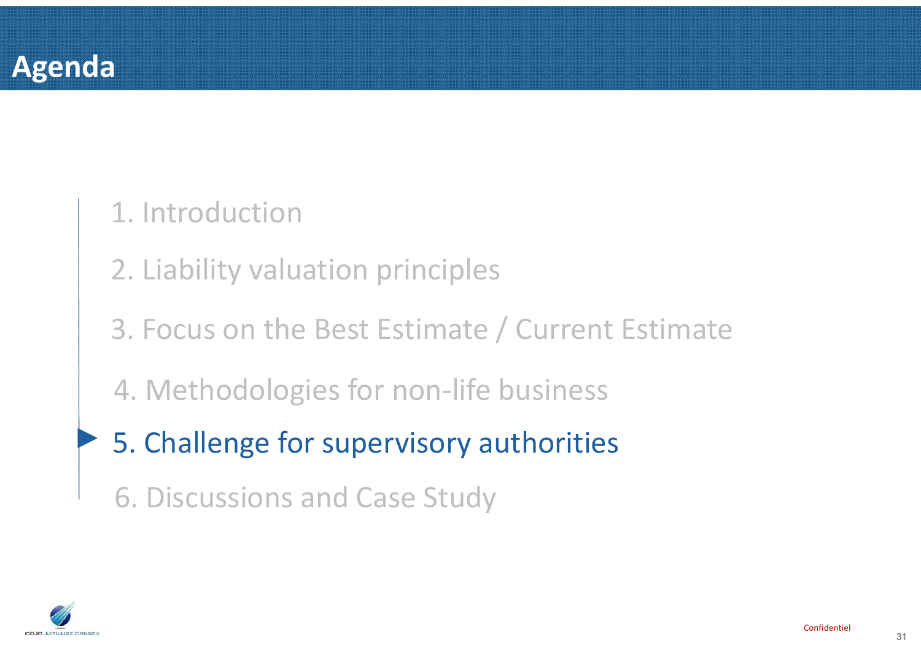# Agenda

1. Introduction
2. Liability valuation principles
3. Focus on the Best Estimate / Current Estimate
4. Methodologies for non-life business
5. **Challenge for supervisory authorities**
6. Discussions and Case Study

Confidentiel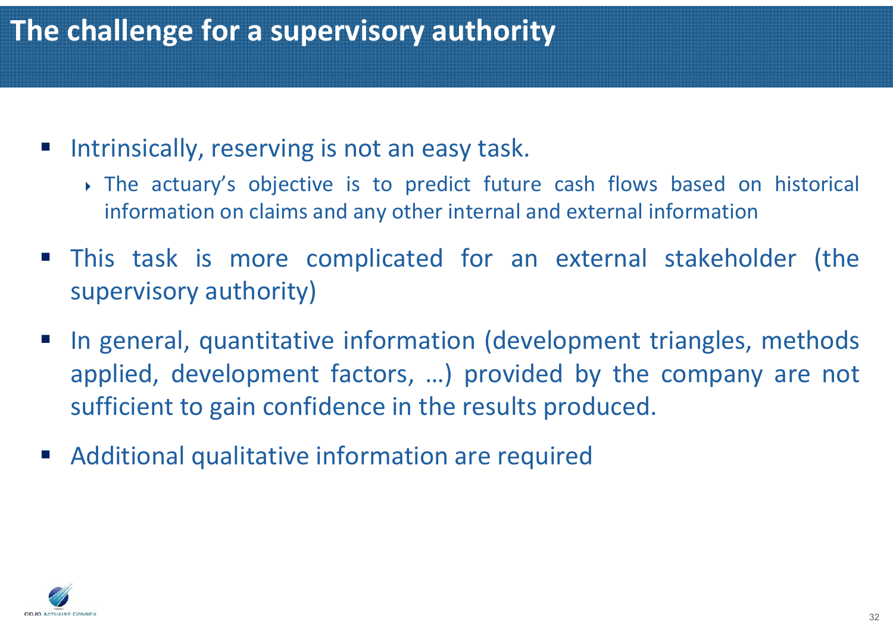# The challenge for a supervisory authority

- Intrinsically, reserving is not an easy task.
  - The actuary's objective is to predict future cash flows based on historical information on claims and any other internal and external information
- This task is more complicated for an external stakeholder (the supervisory authority)
- In general, quantitative information (development triangles, methods applied, development factors, …) provided by the company are not sufficient to gain confidence in the results produced.
- Additional qualitative information are required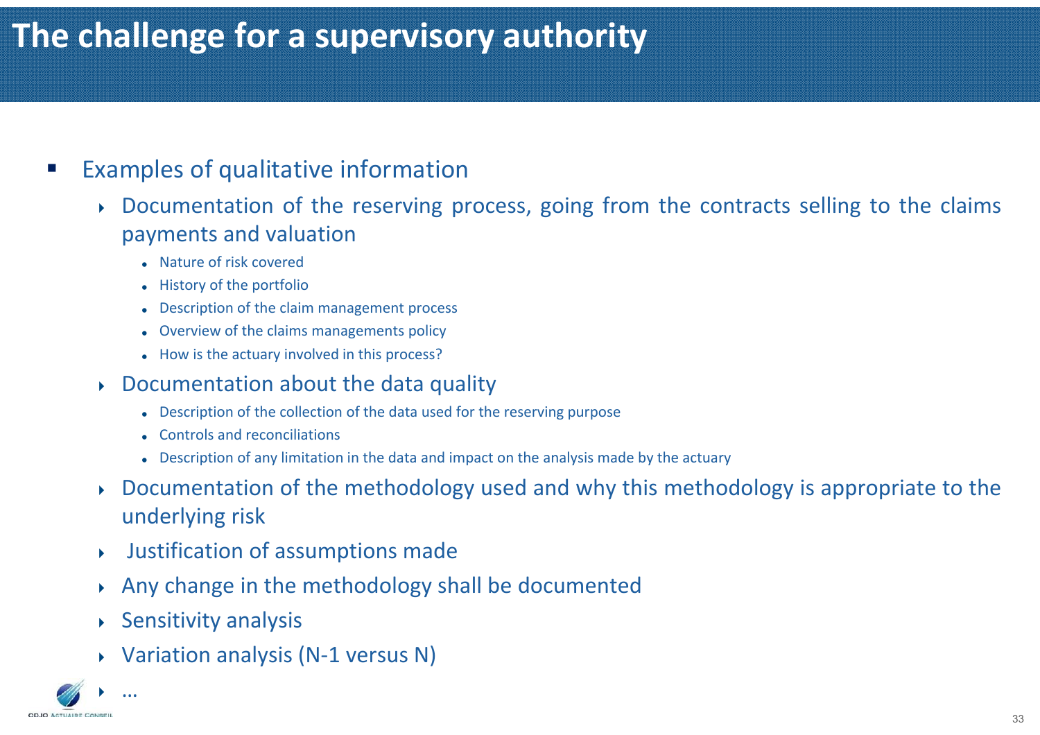# The challenge for a supervisory authority

- Examples of qualitative information
  - Documentation of the reserving process, going from the contracts selling to the claims payments and valuation
    - Nature of risk covered
    - History of the portfolio
    - Description of the claim management process
    - Overview of the claims managements policy
    - How is the actuary involved in this process?
  - Documentation about the data quality
    - Description of the collection of the data used for the reserving purpose
    - Controls and reconciliations
    - Description of any limitation in the data and impact on the analysis made by the actuary
  - Documentation of the methodology used and why this methodology is appropriate to the underlying risk
  - Justification of assumptions made
  - Any change in the methodology shall be documented
  - Sensitivity analysis
  - Variation analysis (N-1 versus N)
  - …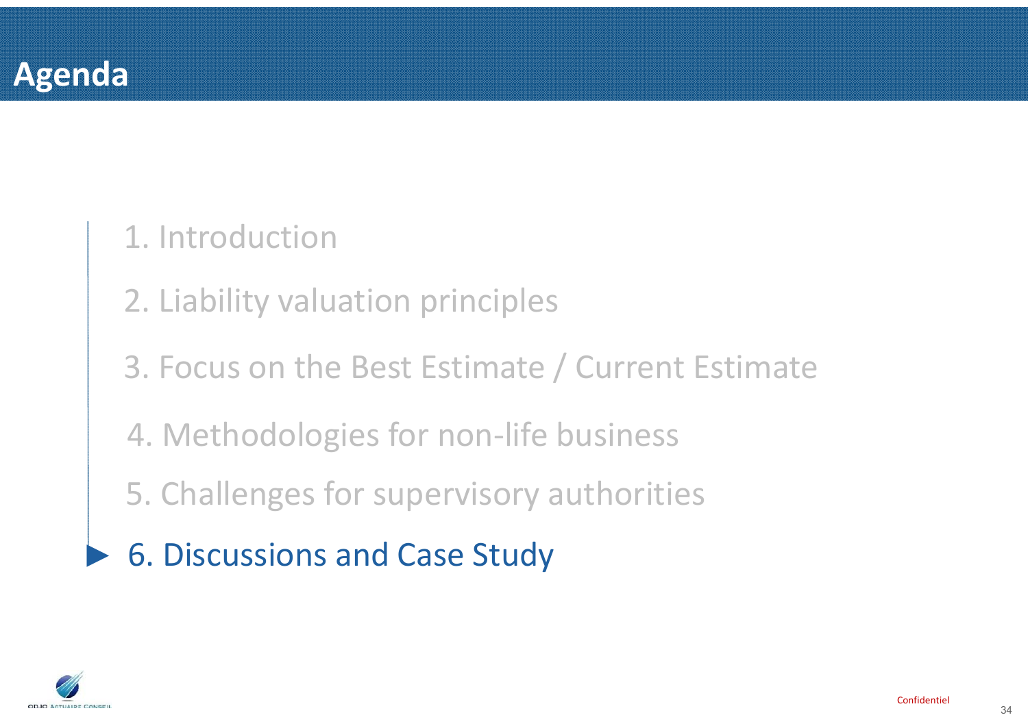# Agenda

1. Introduction
2. Liability valuation principles
3. Focus on the Best Estimate / Current Estimate
4. Methodologies for non-life business
5. Challenges for supervisory authorities
6. Discussions and Case Study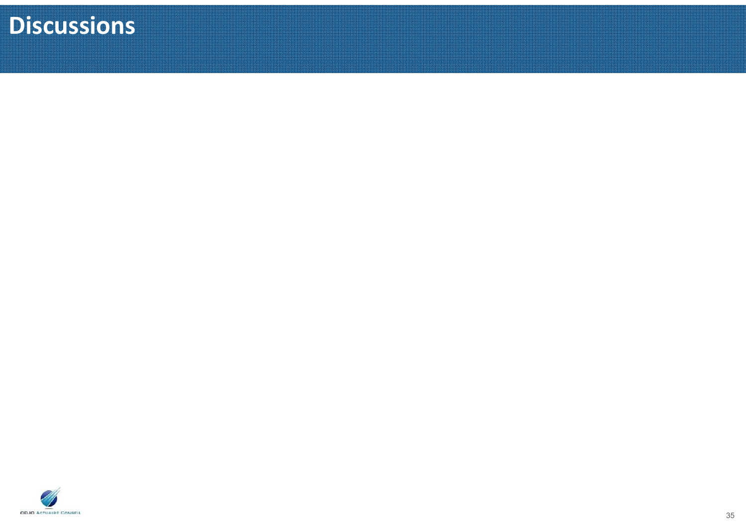# Discussions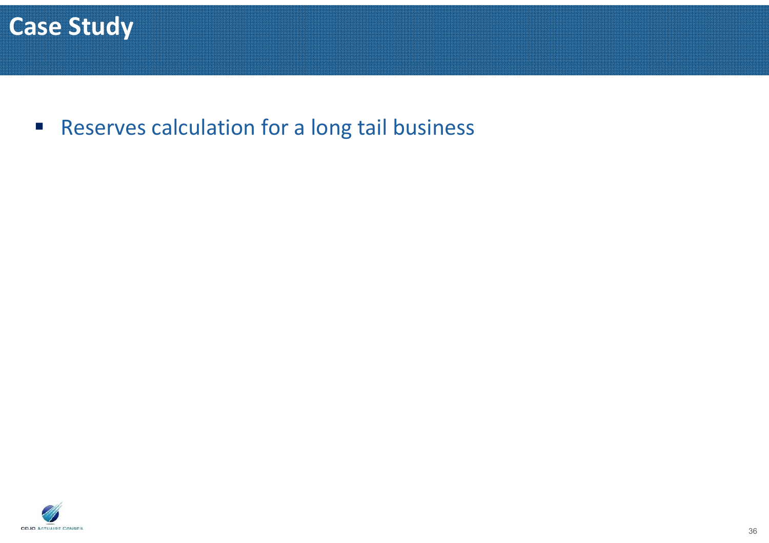# Case Study

- Reserves calculation for a long tail business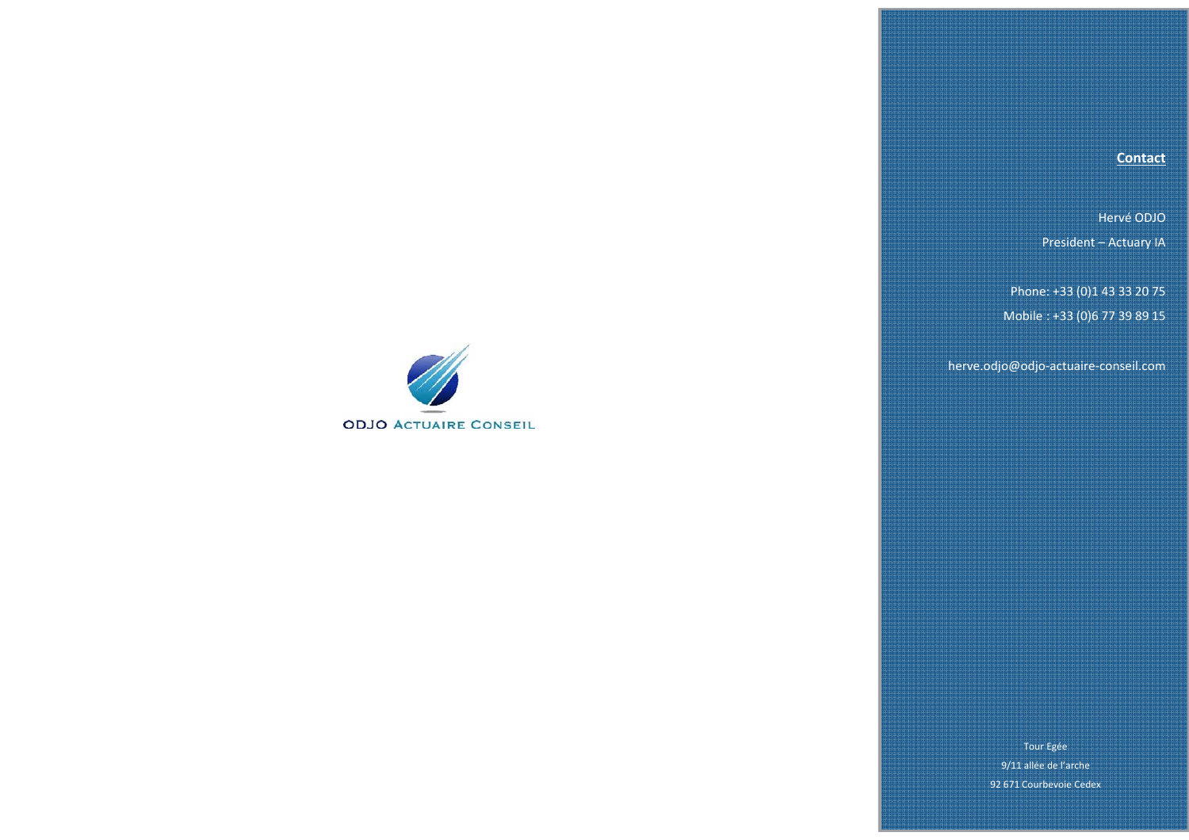ODJO ACTUAIRE CONSEIL

**Contact**

Hervé ODJO

President – Actuary IA

Phone: +33 (0)1 43 33 20 75

Mobile : +33 (0)6 77 39 89 15

herve.odjo@odjo-actuaire-conseil.com

Tour Egée

9/11 allée de l'arche

92 671 Courbevoie Cedex